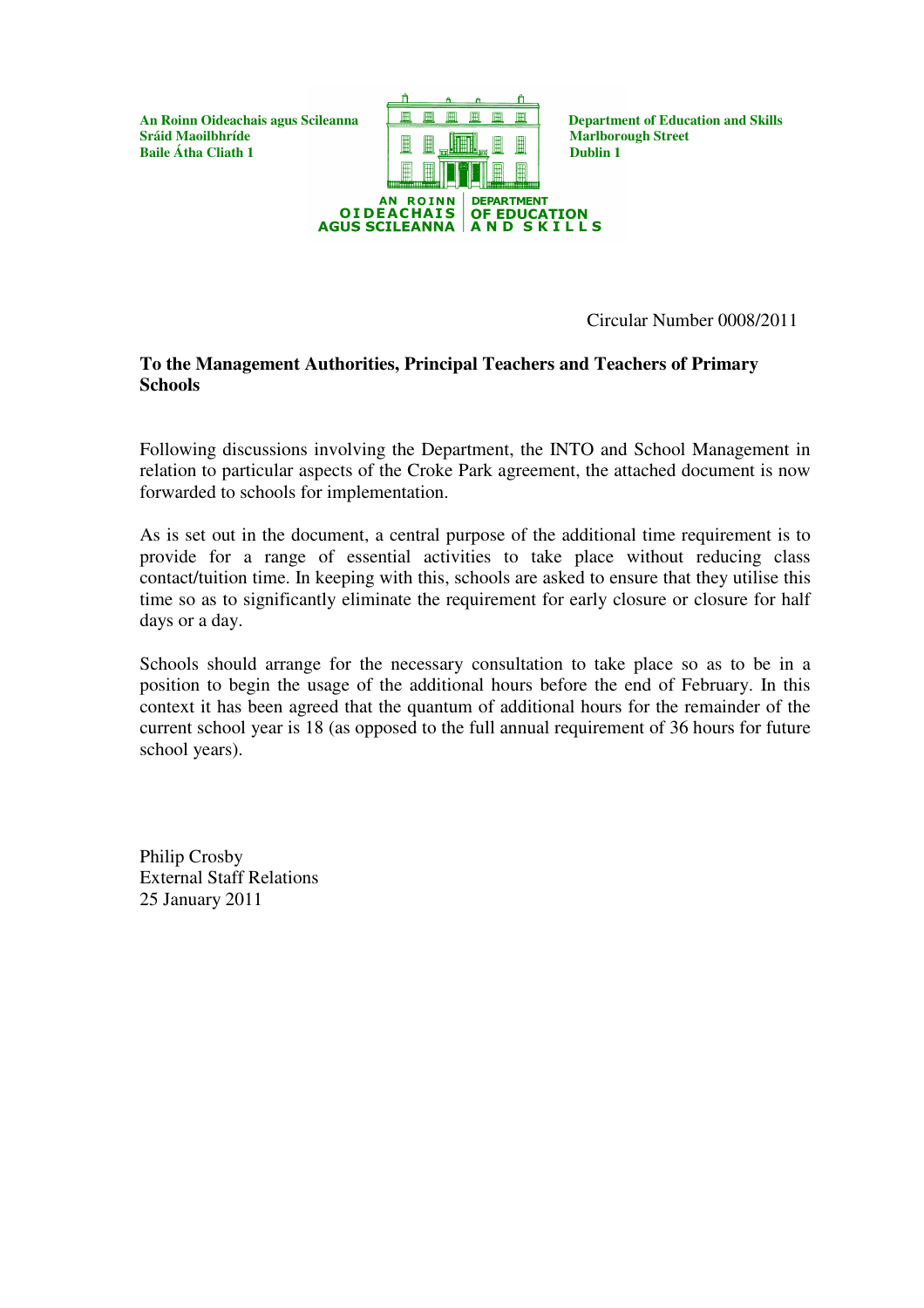**An Roinn Oideachais agus Scileanna**
**Sráid Maoilbhríde**
**Baile Átha Cliath 1**

**Department of Education and Skills**
**Marlborough Street**
**Dublin 1**

AN ROINN OIDEACHAIS AGUS SCILEANNA | DEPARTMENT OF EDUCATION AND SKILLS

Circular Number 0008/2011

**To the Management Authorities, Principal Teachers and Teachers of Primary Schools**

Following discussions involving the Department, the INTO and School Management in relation to particular aspects of the Croke Park agreement, the attached document is now forwarded to schools for implementation.

As is set out in the document, a central purpose of the additional time requirement is to provide for a range of essential activities to take place without reducing class contact/tuition time. In keeping with this, schools are asked to ensure that they utilise this time so as to significantly eliminate the requirement for early closure or closure for half days or a day.

Schools should arrange for the necessary consultation to take place so as to be in a position to begin the usage of the additional hours before the end of February. In this context it has been agreed that the quantum of additional hours for the remainder of the current school year is 18 (as opposed to the full annual requirement of 36 hours for future school years).

Philip Crosby
External Staff Relations
25 January 2011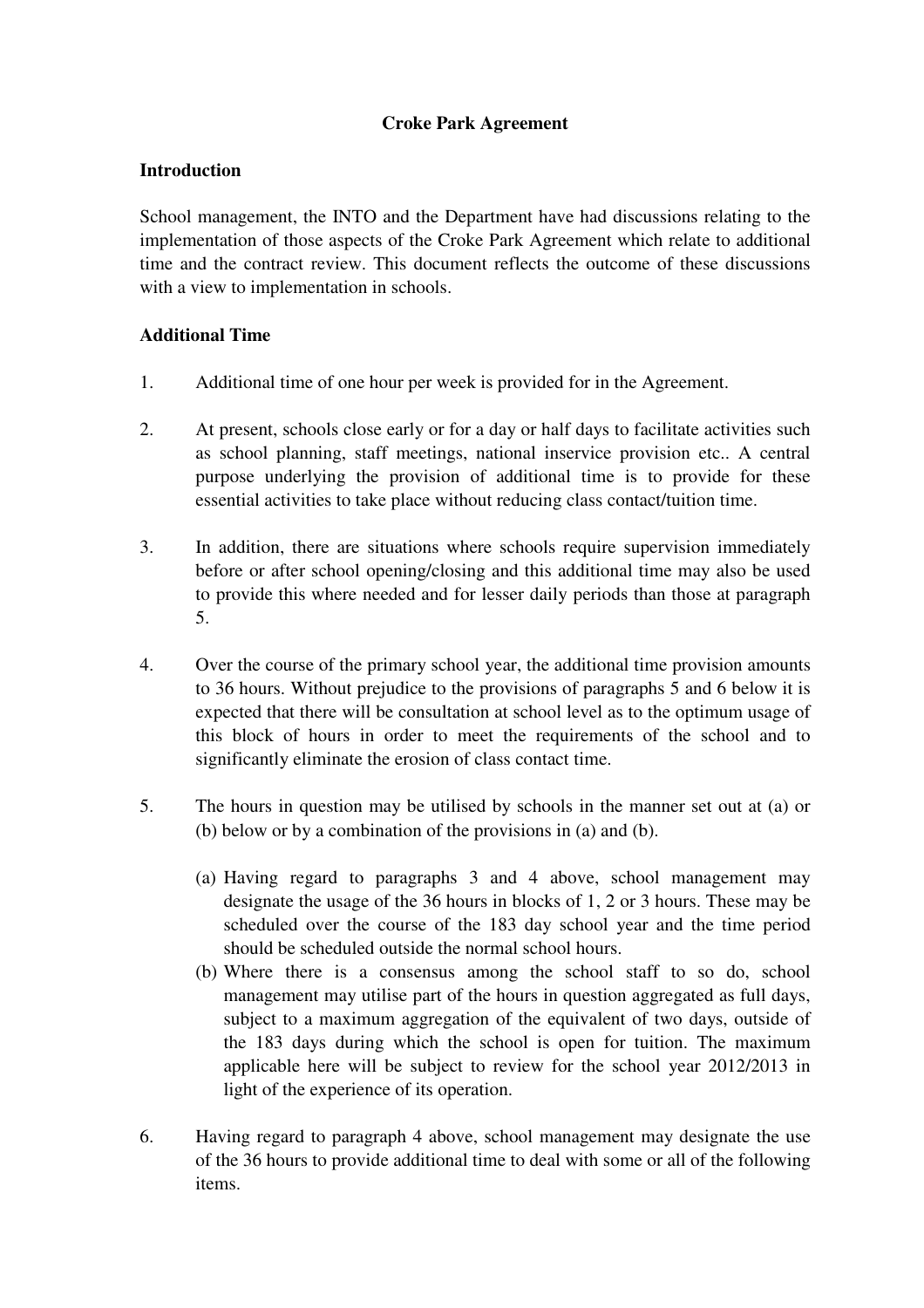**Croke Park Agreement**

**Introduction**

School management, the INTO and the Department have had discussions relating to the implementation of those aspects of the Croke Park Agreement which relate to additional time and the contract review. This document reflects the outcome of these discussions with a view to implementation in schools.

**Additional Time**

1. Additional time of one hour per week is provided for in the Agreement.

2. At present, schools close early or for a day or half days to facilitate activities such as school planning, staff meetings, national inservice provision etc.. A central purpose underlying the provision of additional time is to provide for these essential activities to take place without reducing class contact/tuition time.

3. In addition, there are situations where schools require supervision immediately before or after school opening/closing and this additional time may also be used to provide this where needed and for lesser daily periods than those at paragraph 5.

4. Over the course of the primary school year, the additional time provision amounts to 36 hours. Without prejudice to the provisions of paragraphs 5 and 6 below it is expected that there will be consultation at school level as to the optimum usage of this block of hours in order to meet the requirements of the school and to significantly eliminate the erosion of class contact time.

5. The hours in question may be utilised by schools in the manner set out at (a) or (b) below or by a combination of the provisions in (a) and (b).

   (a) Having regard to paragraphs 3 and 4 above, school management may designate the usage of the 36 hours in blocks of 1, 2 or 3 hours. These may be scheduled over the course of the 183 day school year and the time period should be scheduled outside the normal school hours.

   (b) Where there is a consensus among the school staff to so do, school management may utilise part of the hours in question aggregated as full days, subject to a maximum aggregation of the equivalent of two days, outside of the 183 days during which the school is open for tuition. The maximum applicable here will be subject to review for the school year 2012/2013 in light of the experience of its operation.

6. Having regard to paragraph 4 above, school management may designate the use of the 36 hours to provide additional time to deal with some or all of the following items.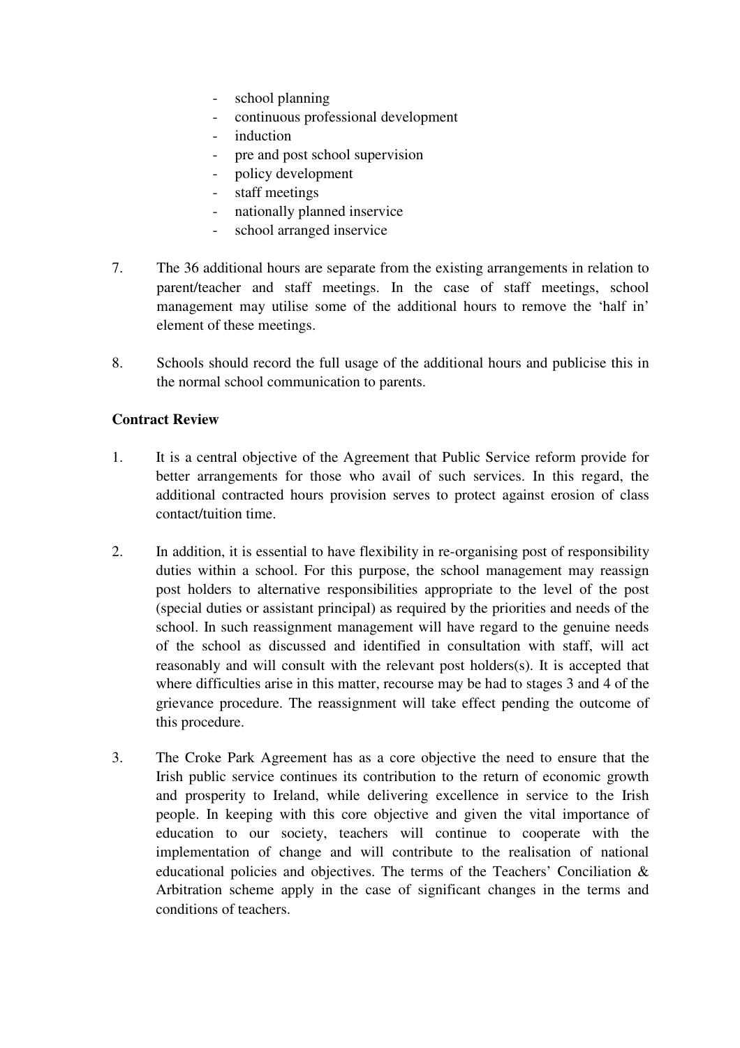- school planning
- continuous professional development
- induction
- pre and post school supervision
- policy development
- staff meetings
- nationally planned inservice
- school arranged inservice

7. The 36 additional hours are separate from the existing arrangements in relation to parent/teacher and staff meetings. In the case of staff meetings, school management may utilise some of the additional hours to remove the 'half in' element of these meetings.

8. Schools should record the full usage of the additional hours and publicise this in the normal school communication to parents.

**Contract Review**

1. It is a central objective of the Agreement that Public Service reform provide for better arrangements for those who avail of such services. In this regard, the additional contracted hours provision serves to protect against erosion of class contact/tuition time.

2. In addition, it is essential to have flexibility in re-organising post of responsibility duties within a school. For this purpose, the school management may reassign post holders to alternative responsibilities appropriate to the level of the post (special duties or assistant principal) as required by the priorities and needs of the school. In such reassignment management will have regard to the genuine needs of the school as discussed and identified in consultation with staff, will act reasonably and will consult with the relevant post holders(s). It is accepted that where difficulties arise in this matter, recourse may be had to stages 3 and 4 of the grievance procedure. The reassignment will take effect pending the outcome of this procedure.

3. The Croke Park Agreement has as a core objective the need to ensure that the Irish public service continues its contribution to the return of economic growth and prosperity to Ireland, while delivering excellence in service to the Irish people. In keeping with this core objective and given the vital importance of education to our society, teachers will continue to cooperate with the implementation of change and will contribute to the realisation of national educational policies and objectives. The terms of the Teachers' Conciliation & Arbitration scheme apply in the case of significant changes in the terms and conditions of teachers.